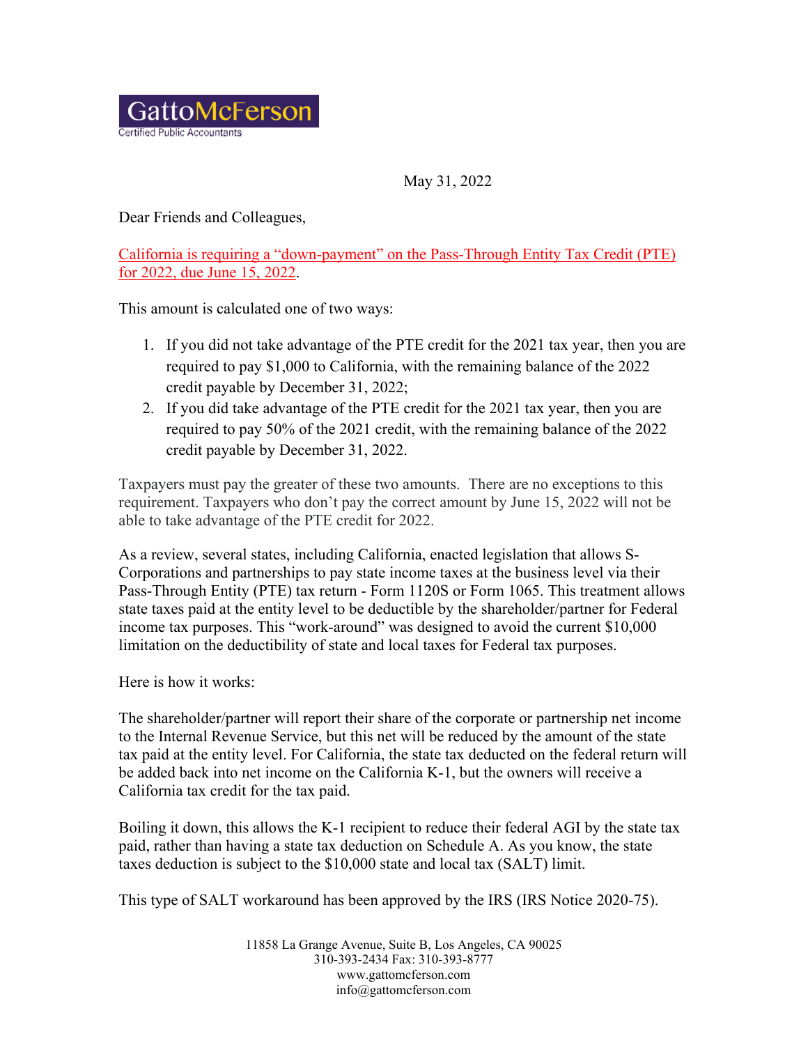GattoMcFerson
Certified Public Accountants

May 31, 2022

Dear Friends and Colleagues,

California is requiring a "down-payment" on the Pass-Through Entity Tax Credit (PTE) for 2022, due June 15, 2022.

This amount is calculated one of two ways:

1. If you did not take advantage of the PTE credit for the 2021 tax year, then you are required to pay $1,000 to California, with the remaining balance of the 2022 credit payable by December 31, 2022;
2. If you did take advantage of the PTE credit for the 2021 tax year, then you are required to pay 50% of the 2021 credit, with the remaining balance of the 2022 credit payable by December 31, 2022.

Taxpayers must pay the greater of these two amounts. There are no exceptions to this requirement. Taxpayers who don't pay the correct amount by June 15, 2022 will not be able to take advantage of the PTE credit for 2022.

As a review, several states, including California, enacted legislation that allows S-Corporations and partnerships to pay state income taxes at the business level via their Pass-Through Entity (PTE) tax return - Form 1120S or Form 1065. This treatment allows state taxes paid at the entity level to be deductible by the shareholder/partner for Federal income tax purposes. This "work-around" was designed to avoid the current $10,000 limitation on the deductibility of state and local taxes for Federal tax purposes.

Here is how it works:

The shareholder/partner will report their share of the corporate or partnership net income to the Internal Revenue Service, but this net will be reduced by the amount of the state tax paid at the entity level. For California, the state tax deducted on the federal return will be added back into net income on the California K-1, but the owners will receive a California tax credit for the tax paid.

Boiling it down, this allows the K-1 recipient to reduce their federal AGI by the state tax paid, rather than having a state tax deduction on Schedule A. As you know, the state taxes deduction is subject to the $10,000 state and local tax (SALT) limit.

This type of SALT workaround has been approved by the IRS (IRS Notice 2020-75).

11858 La Grange Avenue, Suite B, Los Angeles, CA 90025
310-393-2434 Fax: 310-393-8777
www.gattomcferson.com
info@gattomcferson.com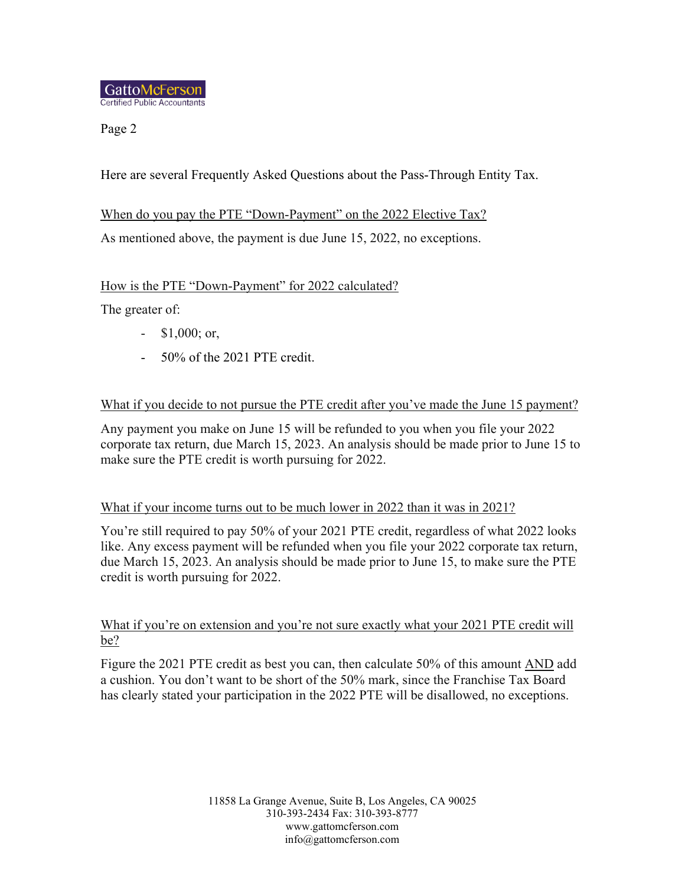Here are several Frequently Asked Questions about the Pass-Through Entity Tax.

<u>When do you pay the PTE "Down-Payment" on the 2022 Elective Tax?</u>

As mentioned above, the payment is due June 15, 2022, no exceptions.

<u>How is the PTE "Down-Payment" for 2022 calculated?</u>

The greater of:

- $1,000; or,
- 50% of the 2021 PTE credit.

<u>What if you decide to not pursue the PTE credit after you've made the June 15 payment?</u>

Any payment you make on June 15 will be refunded to you when you file your 2022 corporate tax return, due March 15, 2023. An analysis should be made prior to June 15 to make sure the PTE credit is worth pursuing for 2022.

<u>What if your income turns out to be much lower in 2022 than it was in 2021?</u>

You're still required to pay 50% of your 2021 PTE credit, regardless of what 2022 looks like. Any excess payment will be refunded when you file your 2022 corporate tax return, due March 15, 2023. An analysis should be made prior to June 15, to make sure the PTE credit is worth pursuing for 2022.

<u>What if you're on extension and you're not sure exactly what your 2021 PTE credit will be?</u>

Figure the 2021 PTE credit as best you can, then calculate 50% of this amount <u>AND</u> add a cushion. You don't want to be short of the 50% mark, since the Franchise Tax Board has clearly stated your participation in the 2022 PTE will be disallowed, no exceptions.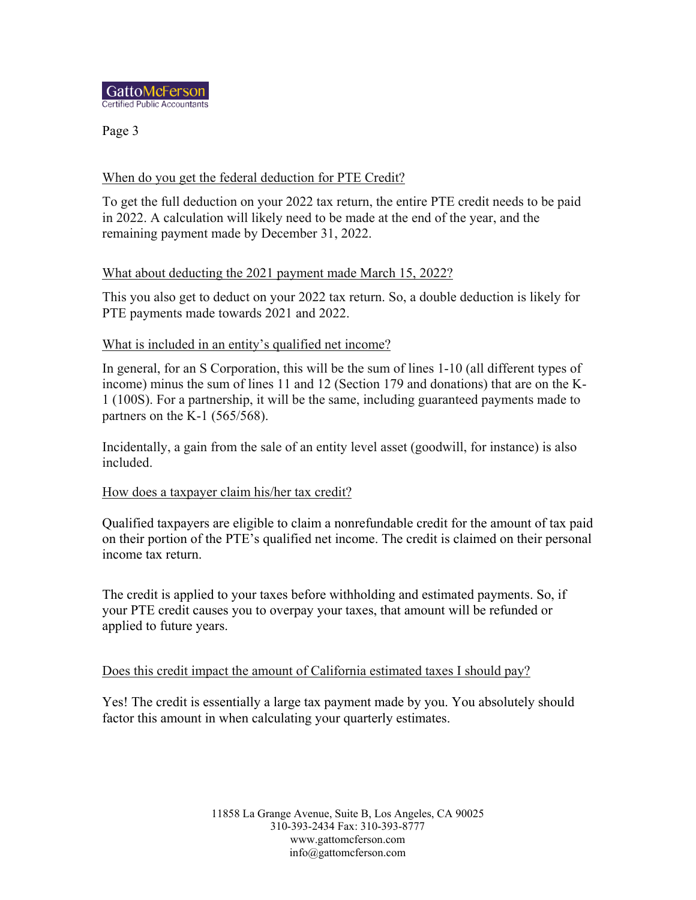### When do you get the federal deduction for PTE Credit?

To get the full deduction on your 2022 tax return, the entire PTE credit needs to be paid in 2022. A calculation will likely need to be made at the end of the year, and the remaining payment made by December 31, 2022.

### What about deducting the 2021 payment made March 15, 2022?

This you also get to deduct on your 2022 tax return. So, a double deduction is likely for PTE payments made towards 2021 and 2022.

### What is included in an entity's qualified net income?

In general, for an S Corporation, this will be the sum of lines 1-10 (all different types of income) minus the sum of lines 11 and 12 (Section 179 and donations) that are on the K-1 (100S). For a partnership, it will be the same, including guaranteed payments made to partners on the K-1 (565/568).

Incidentally, a gain from the sale of an entity level asset (goodwill, for instance) is also included.

### How does a taxpayer claim his/her tax credit?

Qualified taxpayers are eligible to claim a nonrefundable credit for the amount of tax paid on their portion of the PTE's qualified net income. The credit is claimed on their personal income tax return.

The credit is applied to your taxes before withholding and estimated payments. So, if your PTE credit causes you to overpay your taxes, that amount will be refunded or applied to future years.

### Does this credit impact the amount of California estimated taxes I should pay?

Yes! The credit is essentially a large tax payment made by you. You absolutely should factor this amount in when calculating your quarterly estimates.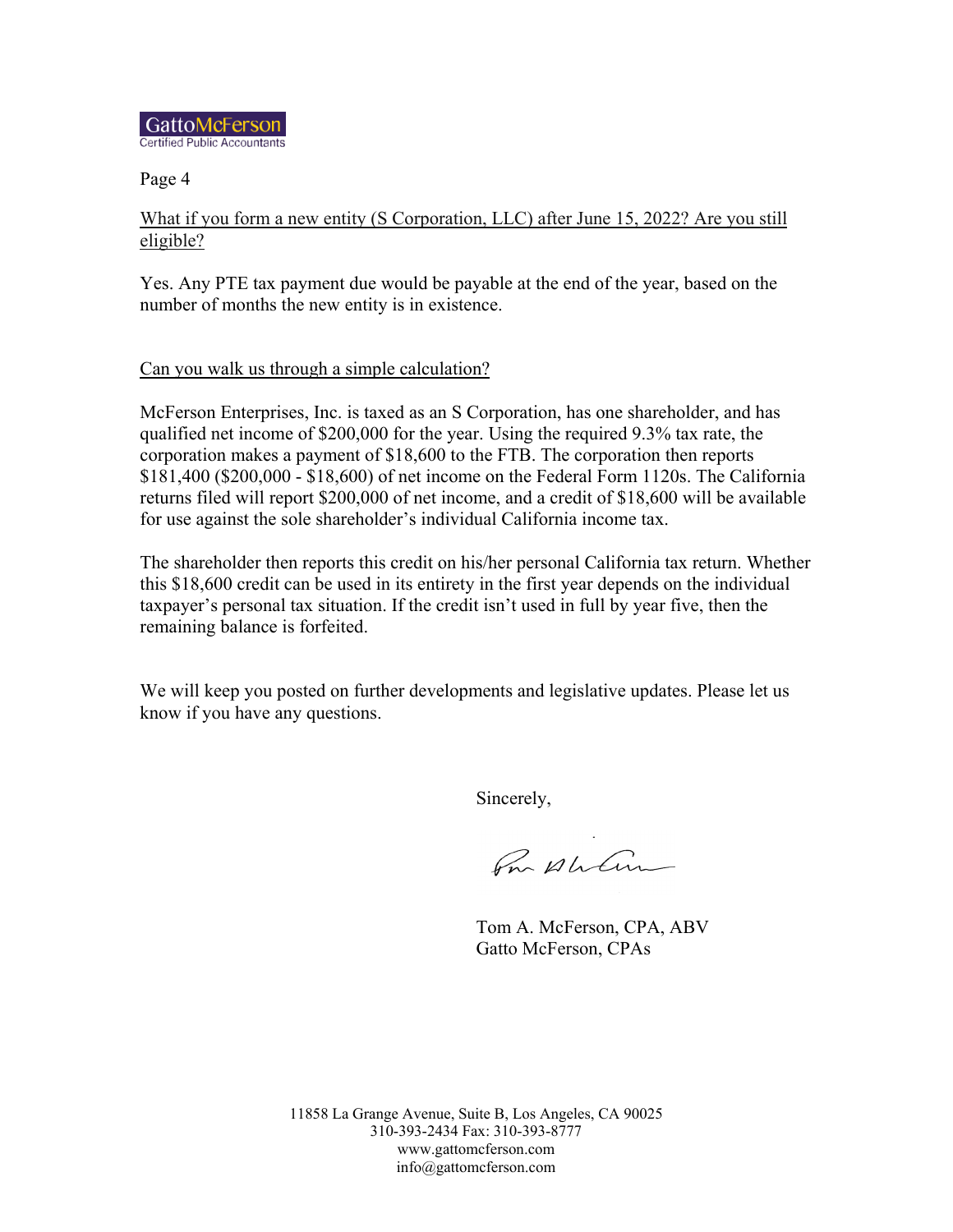What if you form a new entity (S Corporation, LLC) after June 15, 2022? Are you still eligible?

Yes. Any PTE tax payment due would be payable at the end of the year, based on the number of months the new entity is in existence.

Can you walk us through a simple calculation?

McFerson Enterprises, Inc. is taxed as an S Corporation, has one shareholder, and has qualified net income of $200,000 for the year. Using the required 9.3% tax rate, the corporation makes a payment of $18,600 to the FTB. The corporation then reports $181,400 ($200,000 - $18,600) of net income on the Federal Form 1120s. The California returns filed will report $200,000 of net income, and a credit of $18,600 will be available for use against the sole shareholder's individual California income tax.

The shareholder then reports this credit on his/her personal California tax return. Whether this $18,600 credit can be used in its entirety in the first year depends on the individual taxpayer's personal tax situation. If the credit isn't used in full by year five, then the remaining balance is forfeited.

We will keep you posted on further developments and legislative updates. Please let us know if you have any questions.

Sincerely,

Tom A. McFerson, CPA, ABV
Gatto McFerson, CPAs

11858 La Grange Avenue, Suite B, Los Angeles, CA 90025
310-393-2434 Fax: 310-393-8777
www.gattomcferson.com
info@gattomcferson.com